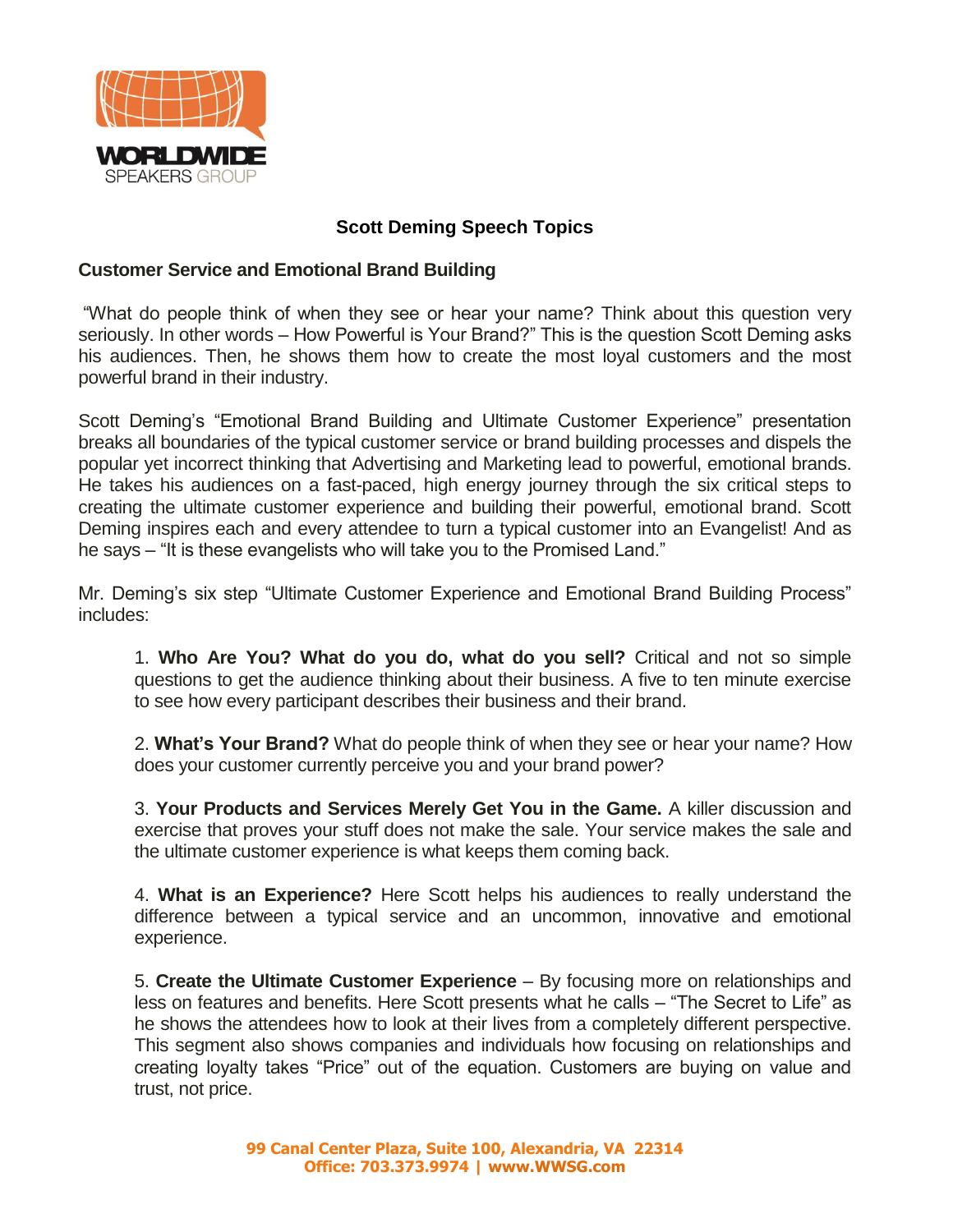# Scott Deming Speech Topics

## Customer Service and Emotional Brand Building

"What do people think of when they see or hear your name? Think about this question very seriously. In other words – How Powerful is Your Brand?" This is the question Scott Deming asks his audiences. Then, he shows them how to create the most loyal customers and the most powerful brand in their industry.

Scott Deming's "Emotional Brand Building and Ultimate Customer Experience" presentation breaks all boundaries of the typical customer service or brand building processes and dispels the popular yet incorrect thinking that Advertising and Marketing lead to powerful, emotional brands. He takes his audiences on a fast-paced, high energy journey through the six critical steps to creating the ultimate customer experience and building their powerful, emotional brand. Scott Deming inspires each and every attendee to turn a typical customer into an Evangelist! And as he says – "It is these evangelists who will take you to the Promised Land."

Mr. Deming's six step "Ultimate Customer Experience and Emotional Brand Building Process" includes:

1. **Who Are You? What do you do, what do you sell?** Critical and not so simple questions to get the audience thinking about their business. A five to ten minute exercise to see how every participant describes their business and their brand.

2. **What's Your Brand?** What do people think of when they see or hear your name? How does your customer currently perceive you and your brand power?

3. **Your Products and Services Merely Get You in the Game.** A killer discussion and exercise that proves your stuff does not make the sale. Your service makes the sale and the ultimate customer experience is what keeps them coming back.

4. **What is an Experience?** Here Scott helps his audiences to really understand the difference between a typical service and an uncommon, innovative and emotional experience.

5. **Create the Ultimate Customer Experience** – By focusing more on relationships and less on features and benefits. Here Scott presents what he calls – "The Secret to Life" as he shows the attendees how to look at their lives from a completely different perspective. This segment also shows companies and individuals how focusing on relationships and creating loyalty takes "Price" out of the equation. Customers are buying on value and trust, not price.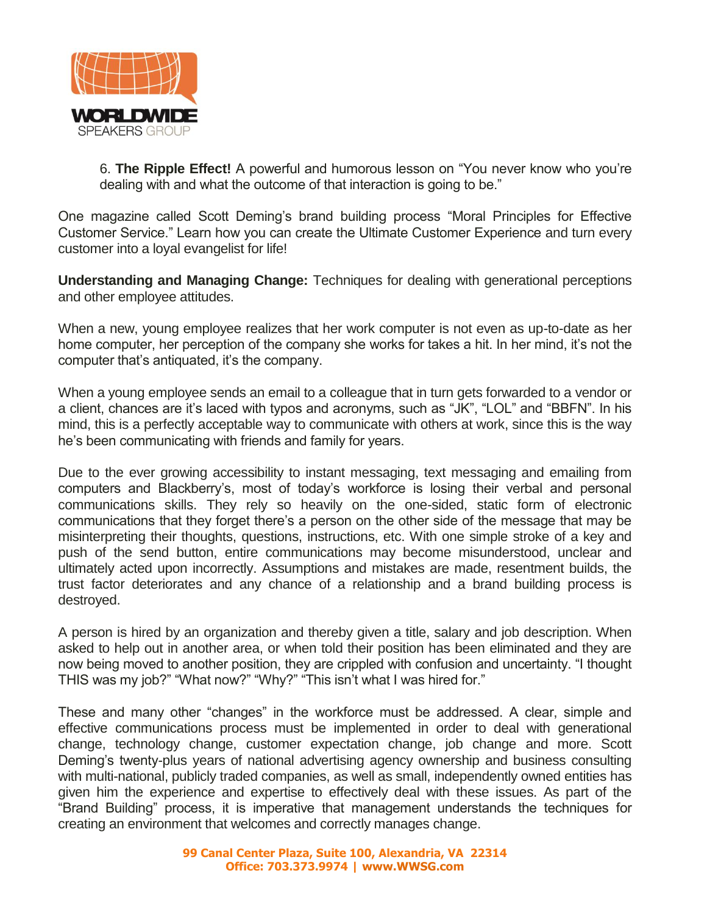6. **The Ripple Effect!** A powerful and humorous lesson on "You never know who you're dealing with and what the outcome of that interaction is going to be."

One magazine called Scott Deming's brand building process "Moral Principles for Effective Customer Service." Learn how you can create the Ultimate Customer Experience and turn every customer into a loyal evangelist for life!

**Understanding and Managing Change:** Techniques for dealing with generational perceptions and other employee attitudes.

When a new, young employee realizes that her work computer is not even as up-to-date as her home computer, her perception of the company she works for takes a hit. In her mind, it's not the computer that's antiquated, it's the company.

When a young employee sends an email to a colleague that in turn gets forwarded to a vendor or a client, chances are it's laced with typos and acronyms, such as "JK", "LOL" and "BBFN". In his mind, this is a perfectly acceptable way to communicate with others at work, since this is the way he's been communicating with friends and family for years.

Due to the ever growing accessibility to instant messaging, text messaging and emailing from computers and Blackberry's, most of today's workforce is losing their verbal and personal communications skills. They rely so heavily on the one-sided, static form of electronic communications that they forget there's a person on the other side of the message that may be misinterpreting their thoughts, questions, instructions, etc. With one simple stroke of a key and push of the send button, entire communications may become misunderstood, unclear and ultimately acted upon incorrectly. Assumptions and mistakes are made, resentment builds, the trust factor deteriorates and any chance of a relationship and a brand building process is destroyed.

A person is hired by an organization and thereby given a title, salary and job description. When asked to help out in another area, or when told their position has been eliminated and they are now being moved to another position, they are crippled with confusion and uncertainty. "I thought THIS was my job?" "What now?" "Why?" "This isn't what I was hired for."

These and many other "changes" in the workforce must be addressed. A clear, simple and effective communications process must be implemented in order to deal with generational change, technology change, customer expectation change, job change and more. Scott Deming's twenty-plus years of national advertising agency ownership and business consulting with multi-national, publicly traded companies, as well as small, independently owned entities has given him the experience and expertise to effectively deal with these issues. As part of the "Brand Building" process, it is imperative that management understands the techniques for creating an environment that welcomes and correctly manages change.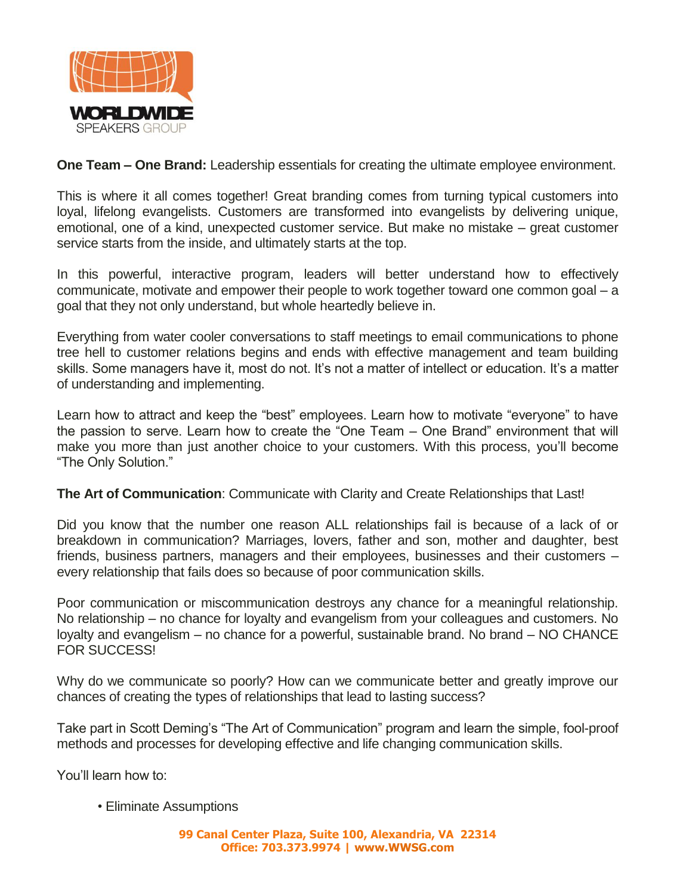**One Team – One Brand:** Leadership essentials for creating the ultimate employee environment.

This is where it all comes together! Great branding comes from turning typical customers into loyal, lifelong evangelists. Customers are transformed into evangelists by delivering unique, emotional, one of a kind, unexpected customer service. But make no mistake – great customer service starts from the inside, and ultimately starts at the top.

In this powerful, interactive program, leaders will better understand how to effectively communicate, motivate and empower their people to work together toward one common goal – a goal that they not only understand, but whole heartedly believe in.

Everything from water cooler conversations to staff meetings to email communications to phone tree hell to customer relations begins and ends with effective management and team building skills. Some managers have it, most do not. It's not a matter of intellect or education. It's a matter of understanding and implementing.

Learn how to attract and keep the "best" employees. Learn how to motivate "everyone" to have the passion to serve. Learn how to create the "One Team – One Brand" environment that will make you more than just another choice to your customers. With this process, you'll become "The Only Solution."

**The Art of Communication**: Communicate with Clarity and Create Relationships that Last!

Did you know that the number one reason ALL relationships fail is because of a lack of or breakdown in communication? Marriages, lovers, father and son, mother and daughter, best friends, business partners, managers and their employees, businesses and their customers – every relationship that fails does so because of poor communication skills.

Poor communication or miscommunication destroys any chance for a meaningful relationship. No relationship – no chance for loyalty and evangelism from your colleagues and customers. No loyalty and evangelism – no chance for a powerful, sustainable brand. No brand – NO CHANCE FOR SUCCESS!

Why do we communicate so poorly? How can we communicate better and greatly improve our chances of creating the types of relationships that lead to lasting success?

Take part in Scott Deming's "The Art of Communication" program and learn the simple, fool-proof methods and processes for developing effective and life changing communication skills.

You'll learn how to:

- Eliminate Assumptions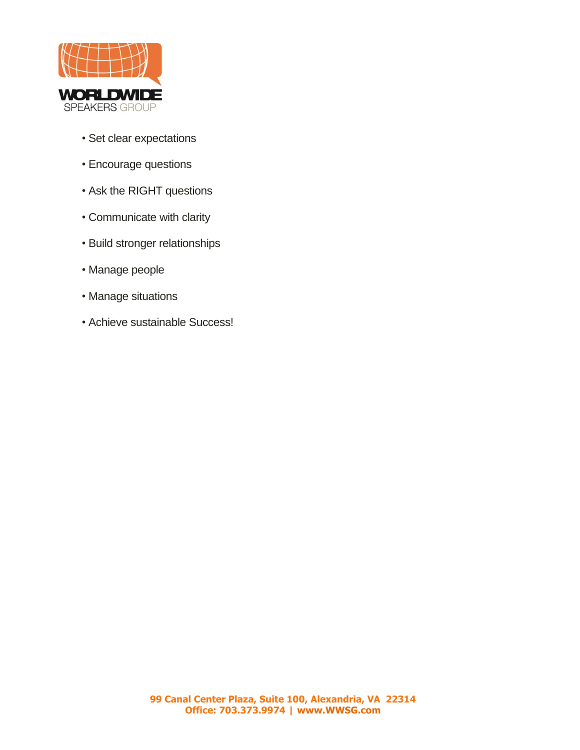- Set clear expectations
- Encourage questions
- Ask the RIGHT questions
- Communicate with clarity
- Build stronger relationships
- Manage people
- Manage situations
- Achieve sustainable Success!